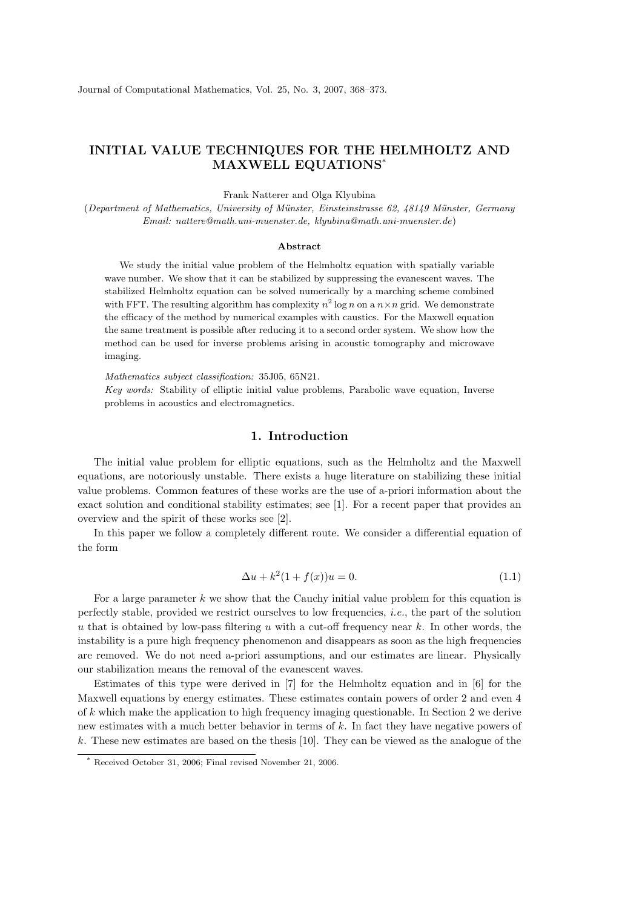# INITIAL VALUE TECHNIQUES FOR THE HELMHOLTZ AND MAXWELL EQUATIONS*

Frank Natterer and Olga Klyubina

(*Department of Mathematics, University of Münster, Einsteinstrasse 62, 48149 Münster, Germany Email: nattere@math.uni-muenster.de, klyubina@math.uni-muenster.de*)

### Abstract

We study the initial value problem of the Helmholtz equation with spatially variable wave number. We show that it can be stabilized by suppressing the evanescent waves. The stabilized Helmholtz equation can be solved numerically by a marching scheme combined with FFT. The resulting algorithm has complexity $n^2 \log n$ on a $n \times n$ grid. We demonstrate the efficacy of the method by numerical examples with caustics. For the Maxwell equation the same treatment is possible after reducing it to a second order system. We show how the method can be used for inverse problems arising in acoustic tomography and microwave imaging.

*Mathematics subject classification:* 35J05, 65N21.

*Key words:* Stability of elliptic initial value problems, Parabolic wave equation, Inverse problems in acoustics and electromagnetics.

## 1. Introduction

The initial value problem for elliptic equations, such as the Helmholtz and the Maxwell equations, are notoriously unstable. There exists a huge literature on stabilizing these initial value problems. Common features of these works are the use of a-priori information about the exact solution and conditional stability estimates; see [1]. For a recent paper that provides an overview and the spirit of these works see [2].

In this paper we follow a completely different route. We consider a differential equation of the form

$$\Delta u + k^2(1 + f(x))u = 0. \tag{1.1}$$

For a large parameter $k$ we show that the Cauchy initial value problem for this equation is perfectly stable, provided we restrict ourselves to low frequencies, *i.e.*, the part of the solution $u$ that is obtained by low-pass filtering $u$ with a cut-off frequency near $k$. In other words, the instability is a pure high frequency phenomenon and disappears as soon as the high frequencies are removed. We do not need a-priori assumptions, and our estimates are linear. Physically our stabilization means the removal of the evanescent waves.

Estimates of this type were derived in [7] for the Helmholtz equation and in [6] for the Maxwell equations by energy estimates. These estimates contain powers of order 2 and even 4 of $k$ which make the application to high frequency imaging questionable. In Section 2 we derive new estimates with a much better behavior in terms of $k$. In fact they have negative powers of $k$. These new estimates are based on the thesis [10]. They can be viewed as the analogue of the

---

* Received October 31, 2006; Final revised November 21, 2006.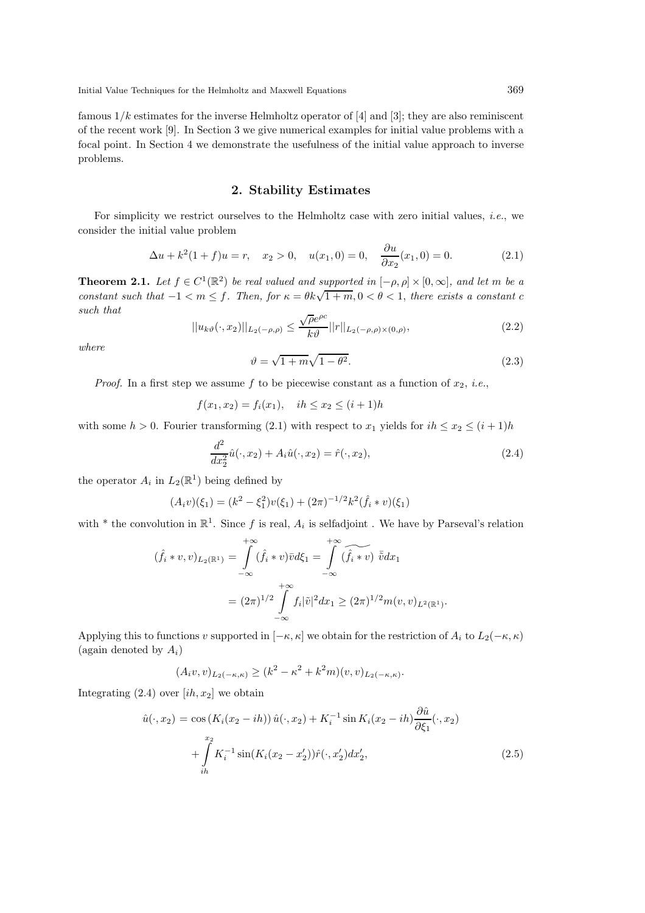famous $1/k$ estimates for the inverse Helmholtz operator of [4] and [3]; they are also reminiscent of the recent work [9]. In Section 3 we give numerical examples for initial value problems with a focal point. In Section 4 we demonstrate the usefulness of the initial value approach to inverse problems.

## 2. Stability Estimates

For simplicity we restrict ourselves to the Helmholtz case with zero initial values, *i.e.*, we consider the initial value problem

$$\Delta u + k^2(1+f)u = r, \quad x_2 > 0, \quad u(x_1, 0) = 0, \quad \frac{\partial u}{\partial x_2}(x_1, 0) = 0. \tag{2.1}$$

**Theorem 2.1.** *Let $f \in C^1(\mathbb{R}^2)$ be real valued and supported in $[-\rho, \rho] \times [0, \infty]$, and let $m$ be a constant such that $-1 < m \leq f$. Then, for $\kappa = \theta k\sqrt{1+m}, 0 < \theta < 1$, there exists a constant $c$ such that*

$$||u_{k\vartheta}(\cdot, x_2)||_{L_2(-\rho,\rho)} \leq \frac{\sqrt{\rho}e^{\rho c}}{k\vartheta}||r||_{L_2(-\rho,\rho)\times(0,\rho)}, \tag{2.2}$$

*where*

$$\vartheta = \sqrt{1+m}\sqrt{1-\theta^2}. \tag{2.3}$$

*Proof.* In a first step we assume $f$ to be piecewise constant as a function of $x_2$, *i.e.*,

$$f(x_1, x_2) = f_i(x_1), \quad ih \leq x_2 \leq (i+1)h$$

with some $h > 0$. Fourier transforming (2.1) with respect to $x_1$ yields for $ih \leq x_2 \leq (i+1)h$

$$\frac{d^2}{dx_2^2}\hat{u}(\cdot, x_2) + A_i\hat{u}(\cdot, x_2) = \hat{r}(\cdot, x_2), \tag{2.4}$$

the operator $A_i$ in $L_2(\mathbb{R}^1)$ being defined by

$$(A_i v)(\xi_1) = (k^2 - \xi_1^2)v(\xi_1) + (2\pi)^{-1/2}k^2(\hat{f}_i * v)(\xi_1)$$

with * the convolution in $\mathbb{R}^1$. Since $f$ is real, $A_i$ is selfadjoint . We have by Parseval's relation

$$(\hat{f}_i * v, v)_{L_2(\mathbb{R}^1)} = \int_{-\infty}^{+\infty} (\hat{f}_i * v)\bar{v}d\xi_1 = \int_{-\infty}^{+\infty} \widetilde{(\hat{f}_i * v)}\ \bar{\tilde{v}}dx_1$$

$$= (2\pi)^{1/2}\int_{-\infty}^{+\infty} f_i|\tilde{v}|^2 dx_1 \geq (2\pi)^{1/2}m(v, v)_{L^2(\mathbb{R}^1)}.$$

Applying this to functions $v$ supported in $[-\kappa, \kappa]$ we obtain for the restriction of $A_i$ to $L_2(-\kappa, \kappa)$ (again denoted by $A_i$)

$$(A_i v, v)_{L_2(-\kappa,\kappa)} \geq (k^2 - \kappa^2 + k^2 m)(v, v)_{L_2(-\kappa,\kappa)}.$$

Integrating (2.4) over $[ih, x_2]$ we obtain

$$\hat{u}(\cdot, x_2) = \cos(K_i(x_2 - ih))\,\hat{u}(\cdot, x_2) + K_i^{-1}\sin K_i(x_2 - ih)\frac{\partial \hat{u}}{\partial \xi_1}(\cdot, x_2)$$

$$+ \int_{ih}^{x_2} K_i^{-1}\sin(K_i(x_2 - x_2'))\hat{r}(\cdot, x_2')dx_2', \tag{2.5}$$